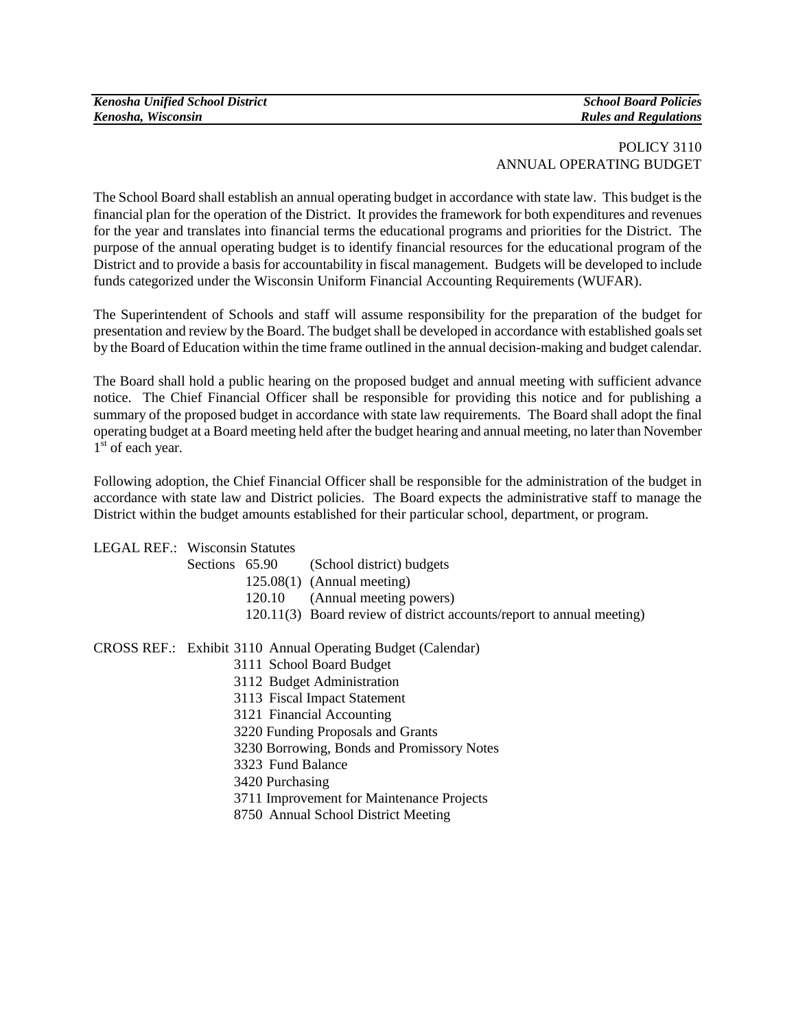POLICY 3110
ANNUAL OPERATING BUDGET

The School Board shall establish an annual operating budget in accordance with state law. This budget is the financial plan for the operation of the District. It provides the framework for both expenditures and revenues for the year and translates into financial terms the educational programs and priorities for the District. The purpose of the annual operating budget is to identify financial resources for the educational program of the District and to provide a basis for accountability in fiscal management. Budgets will be developed to include funds categorized under the Wisconsin Uniform Financial Accounting Requirements (WUFAR).

The Superintendent of Schools and staff will assume responsibility for the preparation of the budget for presentation and review by the Board. The budget shall be developed in accordance with established goals set by the Board of Education within the time frame outlined in the annual decision-making and budget calendar.

The Board shall hold a public hearing on the proposed budget and annual meeting with sufficient advance notice. The Chief Financial Officer shall be responsible for providing this notice and for publishing a summary of the proposed budget in accordance with state law requirements. The Board shall adopt the final operating budget at a Board meeting held after the budget hearing and annual meeting, no later than November 1st of each year.

Following adoption, the Chief Financial Officer shall be responsible for the administration of the budget in accordance with state law and District policies. The Board expects the administrative staff to manage the District within the budget amounts established for their particular school, department, or program.

LEGAL REF.: Wisconsin Statutes
Sections 65.90 (School district) budgets
125.08(1) (Annual meeting)
120.10 (Annual meeting powers)
120.11(3) Board review of district accounts/report to annual meeting)

CROSS REF.: Exhibit 3110 Annual Operating Budget (Calendar)
3111 School Board Budget
3112 Budget Administration
3113 Fiscal Impact Statement
3121 Financial Accounting
3220 Funding Proposals and Grants
3230 Borrowing, Bonds and Promissory Notes
3323 Fund Balance
3420 Purchasing
3711 Improvement for Maintenance Projects
8750 Annual School District Meeting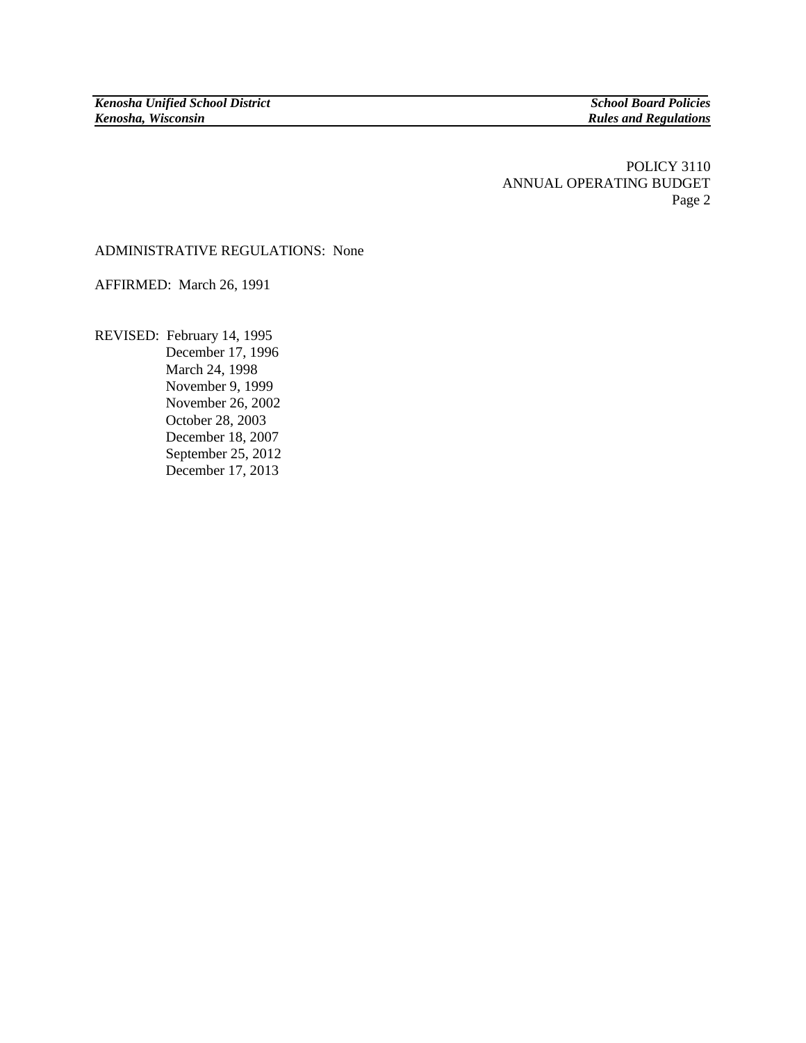ADMINISTRATIVE REGULATIONS: None

AFFIRMED: March 26, 1991

REVISED: February 14, 1995
December 17, 1996
March 24, 1998
November 9, 1999
November 26, 2002
October 28, 2003
December 18, 2007
September 25, 2012
December 17, 2013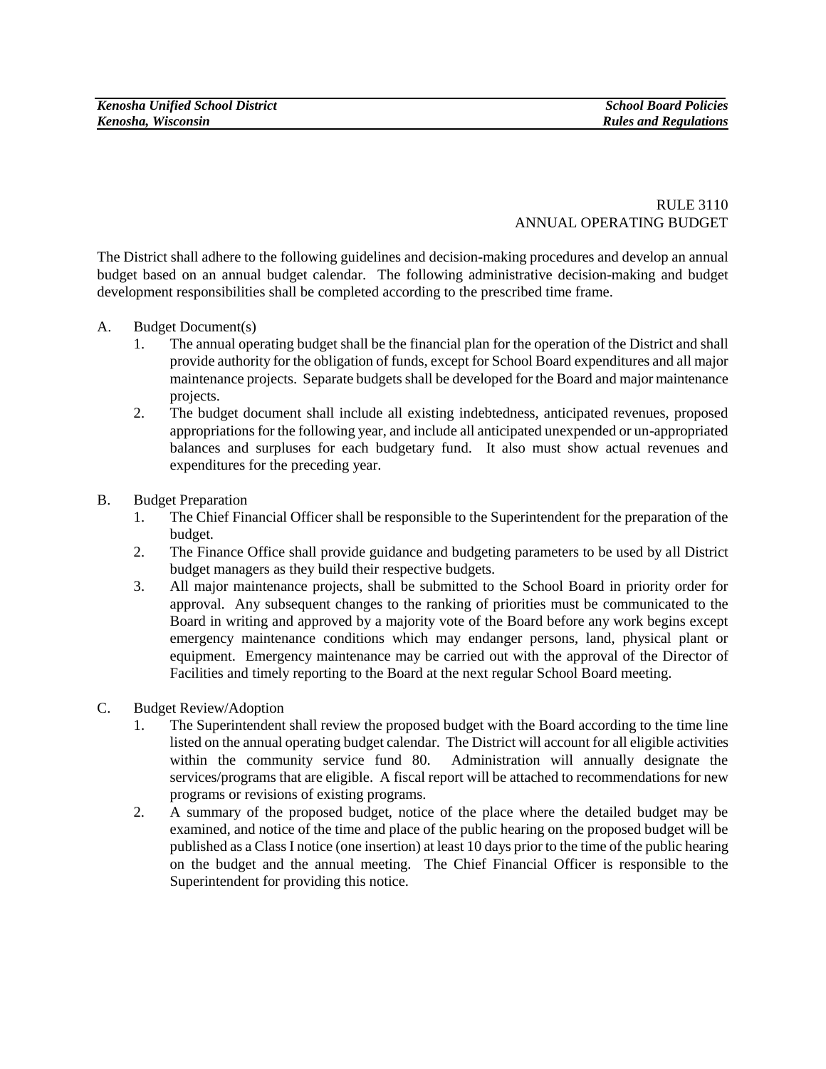RULE 3110
ANNUAL OPERATING BUDGET

The District shall adhere to the following guidelines and decision-making procedures and develop an annual budget based on an annual budget calendar. The following administrative decision-making and budget development responsibilities shall be completed according to the prescribed time frame.

A. Budget Document(s)
   1. The annual operating budget shall be the financial plan for the operation of the District and shall provide authority for the obligation of funds, except for School Board expenditures and all major maintenance projects. Separate budgets shall be developed for the Board and major maintenance projects.
   2. The budget document shall include all existing indebtedness, anticipated revenues, proposed appropriations for the following year, and include all anticipated unexpended or un-appropriated balances and surpluses for each budgetary fund. It also must show actual revenues and expenditures for the preceding year.

B. Budget Preparation
   1. The Chief Financial Officer shall be responsible to the Superintendent for the preparation of the budget.
   2. The Finance Office shall provide guidance and budgeting parameters to be used by all District budget managers as they build their respective budgets.
   3. All major maintenance projects, shall be submitted to the School Board in priority order for approval. Any subsequent changes to the ranking of priorities must be communicated to the Board in writing and approved by a majority vote of the Board before any work begins except emergency maintenance conditions which may endanger persons, land, physical plant or equipment. Emergency maintenance may be carried out with the approval of the Director of Facilities and timely reporting to the Board at the next regular School Board meeting.

C. Budget Review/Adoption
   1. The Superintendent shall review the proposed budget with the Board according to the time line listed on the annual operating budget calendar. The District will account for all eligible activities within the community service fund 80. Administration will annually designate the services/programs that are eligible. A fiscal report will be attached to recommendations for new programs or revisions of existing programs.
   2. A summary of the proposed budget, notice of the place where the detailed budget may be examined, and notice of the time and place of the public hearing on the proposed budget will be published as a Class I notice (one insertion) at least 10 days prior to the time of the public hearing on the budget and the annual meeting. The Chief Financial Officer is responsible to the Superintendent for providing this notice.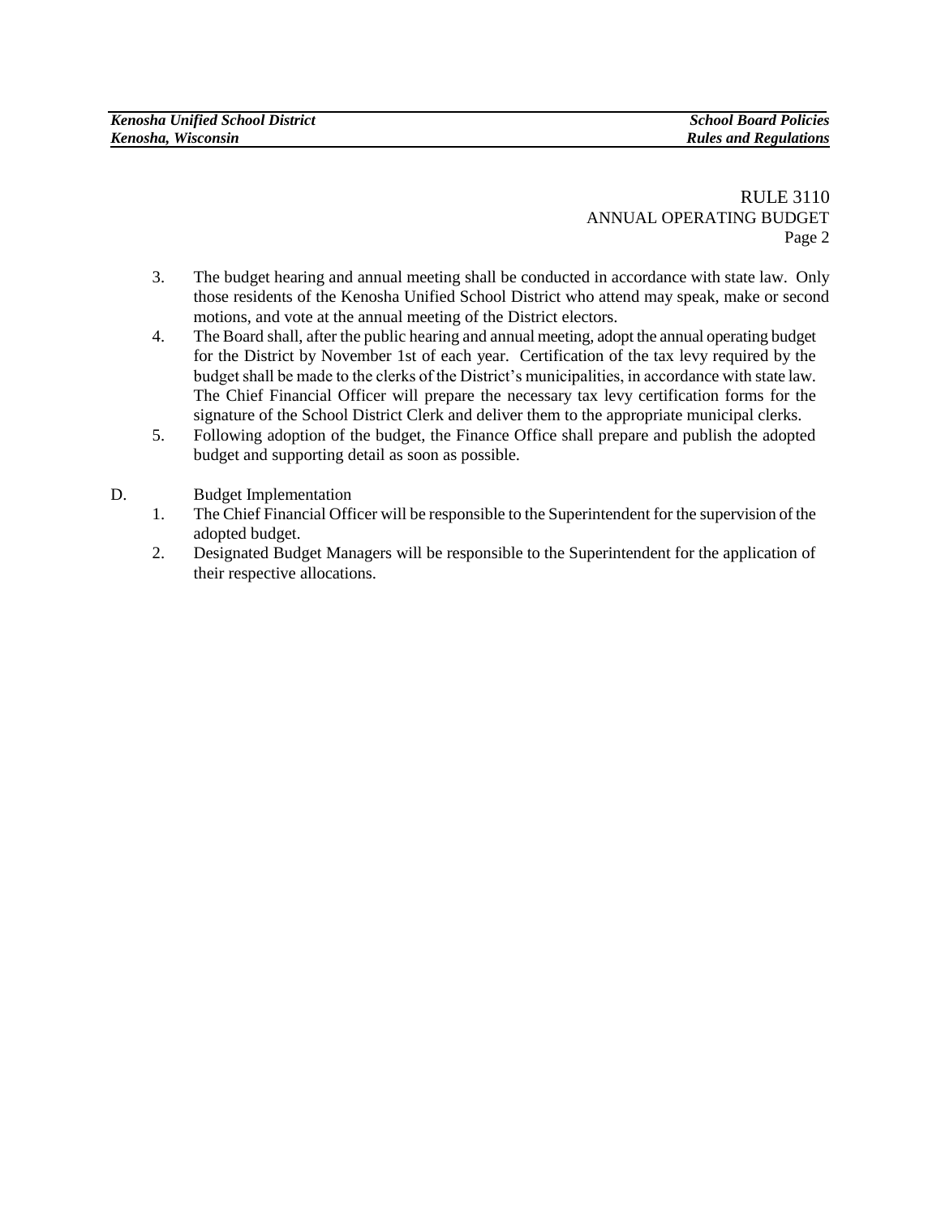RULE 3110
ANNUAL OPERATING BUDGET
Page 2

3. The budget hearing and annual meeting shall be conducted in accordance with state law. Only those residents of the Kenosha Unified School District who attend may speak, make or second motions, and vote at the annual meeting of the District electors.
4. The Board shall, after the public hearing and annual meeting, adopt the annual operating budget for the District by November 1st of each year. Certification of the tax levy required by the budget shall be made to the clerks of the District's municipalities, in accordance with state law. The Chief Financial Officer will prepare the necessary tax levy certification forms for the signature of the School District Clerk and deliver them to the appropriate municipal clerks.
5. Following adoption of the budget, the Finance Office shall prepare and publish the adopted budget and supporting detail as soon as possible.

D. Budget Implementation

1. The Chief Financial Officer will be responsible to the Superintendent for the supervision of the adopted budget.
2. Designated Budget Managers will be responsible to the Superintendent for the application of their respective allocations.